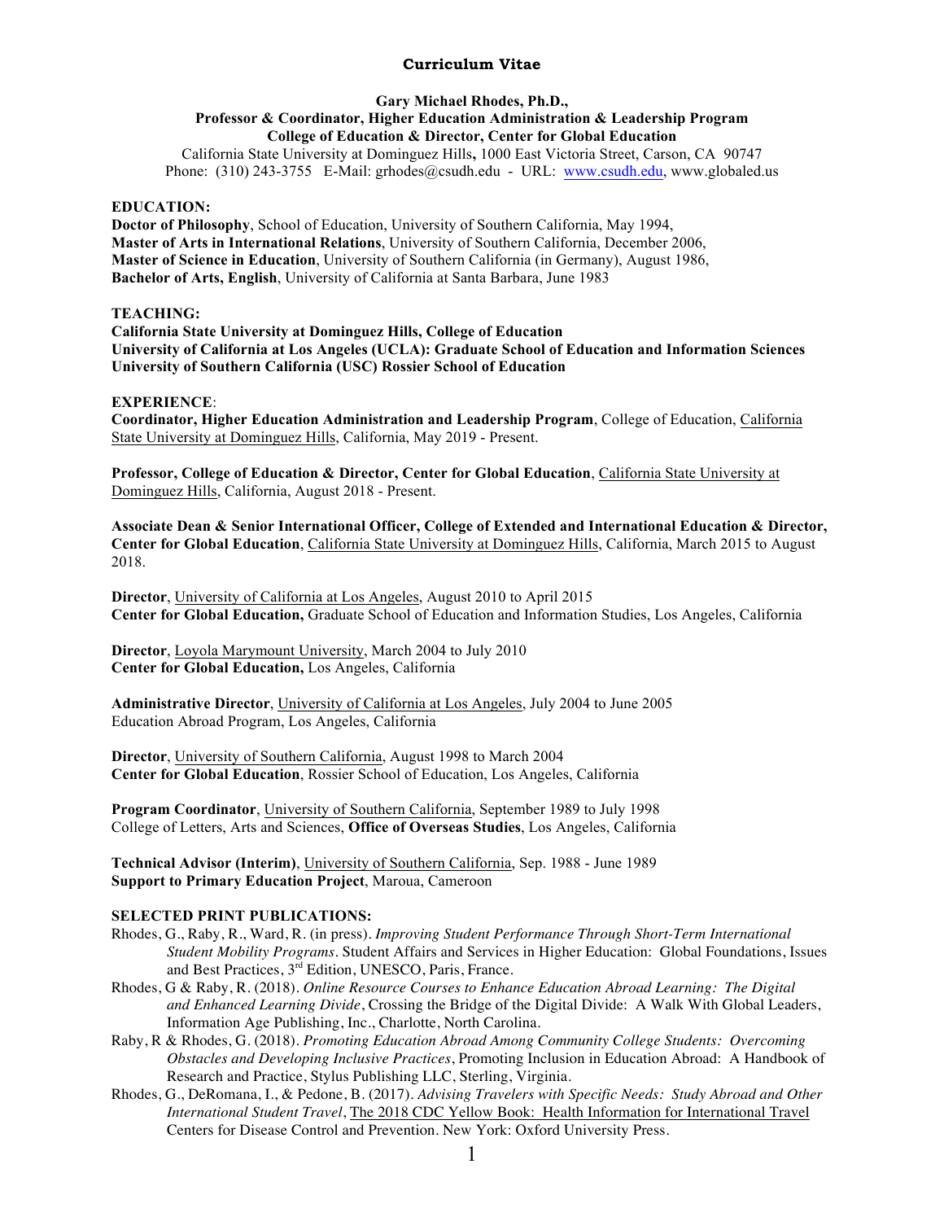# Curriculum Vitae

**Gary Michael Rhodes, Ph.D.,**
**Professor & Coordinator, Higher Education Administration & Leadership Program**
**College of Education & Director, Center for Global Education**
California State University at Dominguez Hills**,** 1000 East Victoria Street, Carson, CA 90747
Phone: (310) 243-3755 E-Mail: grhodes@csudh.edu - URL: www.csudh.edu, www.globaled.us

## EDUCATION:

**Doctor of Philosophy**, School of Education, University of Southern California, May 1994,
**Master of Arts in International Relations**, University of Southern California, December 2006,
**Master of Science in Education**, University of Southern California (in Germany), August 1986,
**Bachelor of Arts, English**, University of California at Santa Barbara, June 1983

## TEACHING:

**California State University at Dominguez Hills, College of Education**
**University of California at Los Angeles (UCLA): Graduate School of Education and Information Sciences**
**University of Southern California (USC) Rossier School of Education**

## EXPERIENCE:

**Coordinator, Higher Education Administration and Leadership Program**, College of Education, California State University at Dominguez Hills, California, May 2019 - Present.

**Professor, College of Education & Director, Center for Global Education**, California State University at Dominguez Hills, California, August 2018 - Present.

**Associate Dean & Senior International Officer, College of Extended and International Education & Director, Center for Global Education**, California State University at Dominguez Hills, California, March 2015 to August 2018.

**Director**, University of California at Los Angeles, August 2010 to April 2015
**Center for Global Education,** Graduate School of Education and Information Studies, Los Angeles, California

**Director**, Loyola Marymount University, March 2004 to July 2010
**Center for Global Education,** Los Angeles, California

**Administrative Director**, University of California at Los Angeles, July 2004 to June 2005
Education Abroad Program, Los Angeles, California

**Director**, University of Southern California, August 1998 to March 2004
**Center for Global Education**, Rossier School of Education, Los Angeles, California

**Program Coordinator**, University of Southern California, September 1989 to July 1998
College of Letters, Arts and Sciences, **Office of Overseas Studies**, Los Angeles, California

**Technical Advisor (Interim)**, University of Southern California, Sep. 1988 - June 1989
**Support to Primary Education Project**, Maroua, Cameroon

## SELECTED PRINT PUBLICATIONS:

- Rhodes, G., Raby, R., Ward, R. (in press). *Improving Student Performance Through Short-Term International Student Mobility Programs*. Student Affairs and Services in Higher Education: Global Foundations, Issues and Best Practices, 3rd Edition, UNESCO, Paris, France.
- Rhodes, G & Raby, R. (2018). *Online Resource Courses to Enhance Education Abroad Learning: The Digital and Enhanced Learning Divide*, Crossing the Bridge of the Digital Divide: A Walk With Global Leaders, Information Age Publishing, Inc., Charlotte, North Carolina.
- Raby, R & Rhodes, G. (2018). *Promoting Education Abroad Among Community College Students: Overcoming Obstacles and Developing Inclusive Practices*, Promoting Inclusion in Education Abroad: A Handbook of Research and Practice, Stylus Publishing LLC, Sterling, Virginia.
- Rhodes, G., DeRomana, I., & Pedone, B. (2017). *Advising Travelers with Specific Needs: Study Abroad and Other International Student Travel*, The 2018 CDC Yellow Book: Health Information for International Travel Centers for Disease Control and Prevention. New York: Oxford University Press.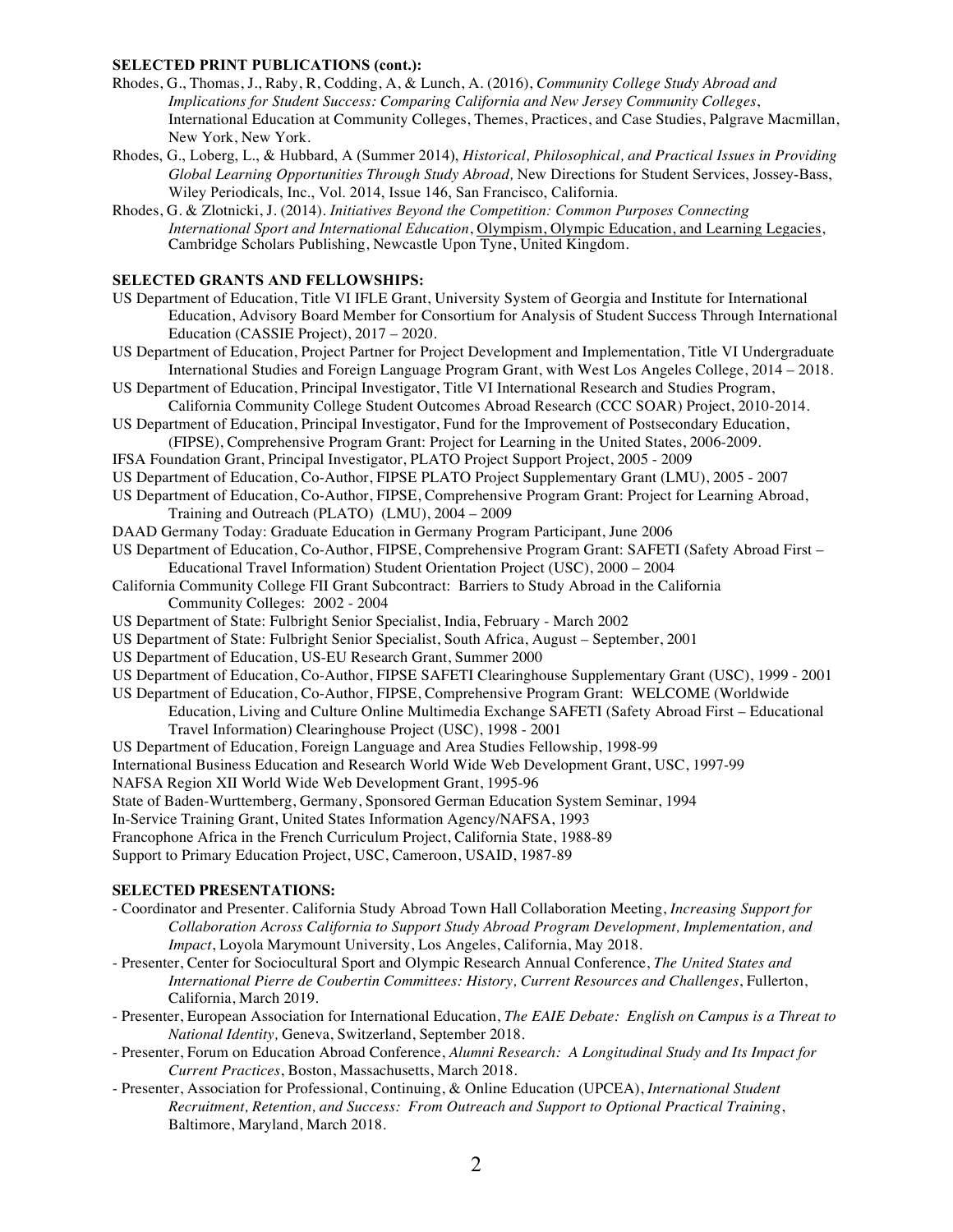**SELECTED PRINT PUBLICATIONS (cont.):**

Rhodes, G., Thomas, J., Raby, R, Codding, A, & Lunch, A. (2016), *Community College Study Abroad and Implications for Student Success: Comparing California and New Jersey Community Colleges*, International Education at Community Colleges, Themes, Practices, and Case Studies, Palgrave Macmillan, New York, New York.

Rhodes, G., Loberg, L., & Hubbard, A (Summer 2014), *Historical, Philosophical, and Practical Issues in Providing Global Learning Opportunities Through Study Abroad,* New Directions for Student Services, Jossey-Bass, Wiley Periodicals, Inc., Vol. 2014, Issue 146, San Francisco, California.

Rhodes, G. & Zlotnicki, J. (2014). *Initiatives Beyond the Competition: Common Purposes Connecting International Sport and International Education*, Olympism, Olympic Education, and Learning Legacies, Cambridge Scholars Publishing, Newcastle Upon Tyne, United Kingdom.

**SELECTED GRANTS AND FELLOWSHIPS:**

US Department of Education, Title VI IFLE Grant, University System of Georgia and Institute for International Education, Advisory Board Member for Consortium for Analysis of Student Success Through International Education (CASSIE Project), 2017 – 2020.

US Department of Education, Project Partner for Project Development and Implementation, Title VI Undergraduate International Studies and Foreign Language Program Grant, with West Los Angeles College, 2014 – 2018.

US Department of Education, Principal Investigator, Title VI International Research and Studies Program, California Community College Student Outcomes Abroad Research (CCC SOAR) Project, 2010-2014.

US Department of Education, Principal Investigator, Fund for the Improvement of Postsecondary Education, (FIPSE), Comprehensive Program Grant: Project for Learning in the United States, 2006-2009.

IFSA Foundation Grant, Principal Investigator, PLATO Project Support Project, 2005 - 2009

US Department of Education, Co-Author, FIPSE PLATO Project Supplementary Grant (LMU), 2005 - 2007

US Department of Education, Co-Author, FIPSE, Comprehensive Program Grant: Project for Learning Abroad, Training and Outreach (PLATO) (LMU), 2004 – 2009

DAAD Germany Today: Graduate Education in Germany Program Participant, June 2006

US Department of Education, Co-Author, FIPSE, Comprehensive Program Grant: SAFETI (Safety Abroad First – Educational Travel Information) Student Orientation Project (USC), 2000 – 2004

California Community College FII Grant Subcontract: Barriers to Study Abroad in the California Community Colleges: 2002 - 2004

US Department of State: Fulbright Senior Specialist, India, February - March 2002

US Department of State: Fulbright Senior Specialist, South Africa, August – September, 2001

US Department of Education, US-EU Research Grant, Summer 2000

US Department of Education, Co-Author, FIPSE SAFETI Clearinghouse Supplementary Grant (USC), 1999 - 2001

US Department of Education, Co-Author, FIPSE, Comprehensive Program Grant: WELCOME (Worldwide Education, Living and Culture Online Multimedia Exchange SAFETI (Safety Abroad First – Educational Travel Information) Clearinghouse Project (USC), 1998 - 2001

US Department of Education, Foreign Language and Area Studies Fellowship, 1998-99

International Business Education and Research World Wide Web Development Grant, USC, 1997-99

NAFSA Region XII World Wide Web Development Grant, 1995-96

State of Baden-Wurttemberg, Germany, Sponsored German Education System Seminar, 1994

In-Service Training Grant, United States Information Agency/NAFSA, 1993

Francophone Africa in the French Curriculum Project, California State, 1988-89

Support to Primary Education Project, USC, Cameroon, USAID, 1987-89

**SELECTED PRESENTATIONS:**

- Coordinator and Presenter. California Study Abroad Town Hall Collaboration Meeting, *Increasing Support for Collaboration Across California to Support Study Abroad Program Development, Implementation, and Impact*, Loyola Marymount University, Los Angeles, California, May 2018.
- Presenter, Center for Sociocultural Sport and Olympic Research Annual Conference, *The United States and International Pierre de Coubertin Committees: History, Current Resources and Challenges*, Fullerton, California, March 2019.
- Presenter, European Association for International Education, *The EAIE Debate: English on Campus is a Threat to National Identity,* Geneva, Switzerland, September 2018.
- Presenter, Forum on Education Abroad Conference, *Alumni Research: A Longitudinal Study and Its Impact for Current Practices*, Boston, Massachusetts, March 2018.
- Presenter, Association for Professional, Continuing, & Online Education (UPCEA), *International Student Recruitment, Retention, and Success: From Outreach and Support to Optional Practical Training*, Baltimore, Maryland, March 2018.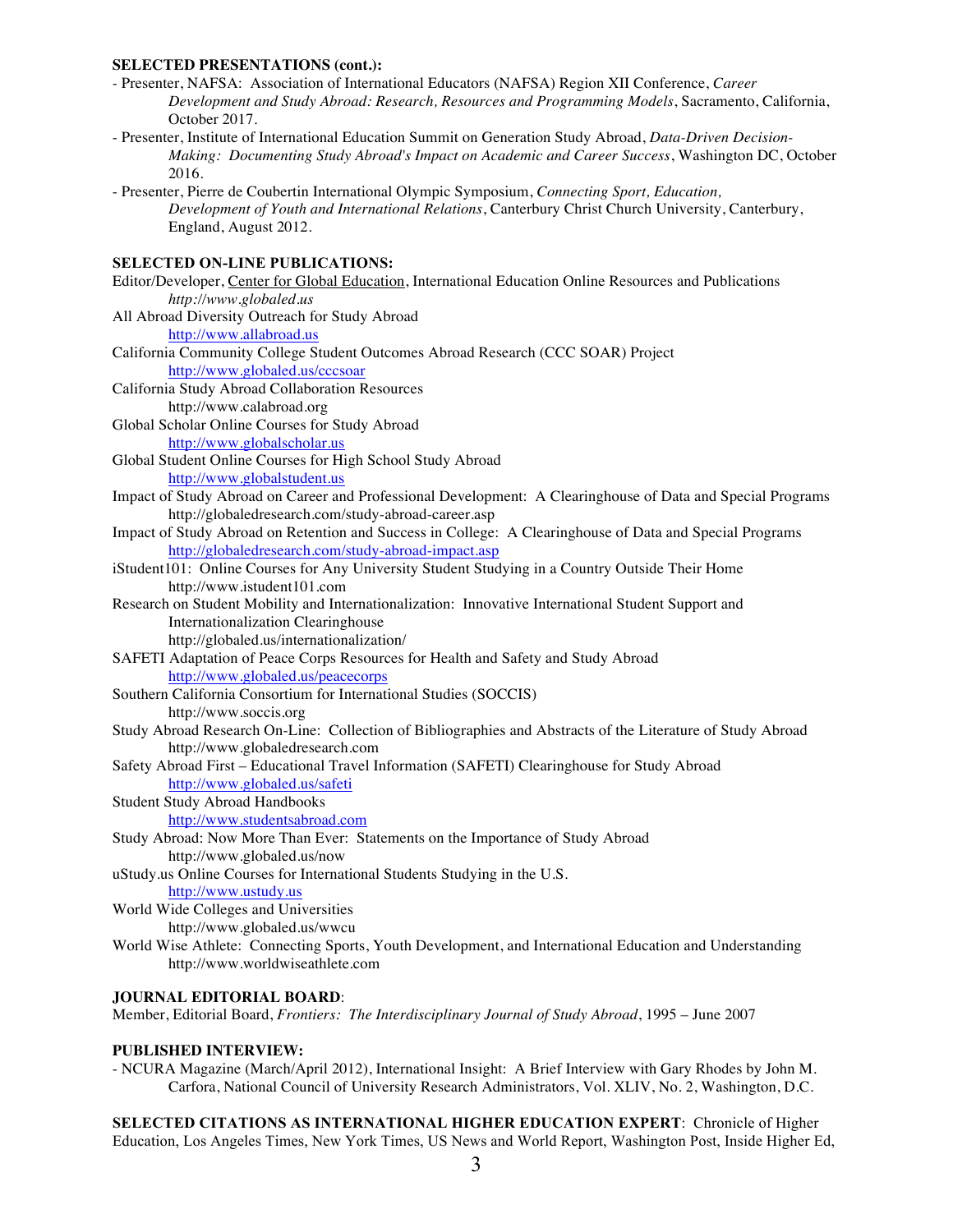**SELECTED PRESENTATIONS (cont.):**

- Presenter, NAFSA: Association of International Educators (NAFSA) Region XII Conference, *Career Development and Study Abroad: Research, Resources and Programming Models*, Sacramento, California, October 2017.
- Presenter, Institute of International Education Summit on Generation Study Abroad, *Data-Driven Decision-Making: Documenting Study Abroad's Impact on Academic and Career Success*, Washington DC, October 2016.
- Presenter, Pierre de Coubertin International Olympic Symposium, *Connecting Sport, Education, Development of Youth and International Relations*, Canterbury Christ Church University, Canterbury, England, August 2012.

**SELECTED ON-LINE PUBLICATIONS:**

Editor/Developer, Center for Global Education, International Education Online Resources and Publications
*http://www.globaled.us*

All Abroad Diversity Outreach for Study Abroad
http://www.allabroad.us

California Community College Student Outcomes Abroad Research (CCC SOAR) Project
http://www.globaled.us/cccsoar

California Study Abroad Collaboration Resources
http://www.calabroad.org

Global Scholar Online Courses for Study Abroad
http://www.globalscholar.us

Global Student Online Courses for High School Study Abroad
http://www.globalstudent.us

Impact of Study Abroad on Career and Professional Development: A Clearinghouse of Data and Special Programs
http://globaledresearch.com/study-abroad-career.asp

Impact of Study Abroad on Retention and Success in College: A Clearinghouse of Data and Special Programs
http://globaledresearch.com/study-abroad-impact.asp

iStudent101: Online Courses for Any University Student Studying in a Country Outside Their Home
http://www.istudent101.com

Research on Student Mobility and Internationalization: Innovative International Student Support and Internationalization Clearinghouse
http://globaled.us/internationalization/

SAFETI Adaptation of Peace Corps Resources for Health and Safety and Study Abroad
http://www.globaled.us/peacecorps

Southern California Consortium for International Studies (SOCCIS)
http://www.soccis.org

Study Abroad Research On-Line: Collection of Bibliographies and Abstracts of the Literature of Study Abroad
http://www.globaledresearch.com

Safety Abroad First – Educational Travel Information (SAFETI) Clearinghouse for Study Abroad
http://www.globaled.us/safeti

Student Study Abroad Handbooks
http://www.studentsabroad.com

Study Abroad: Now More Than Ever: Statements on the Importance of Study Abroad
http://www.globaled.us/now

uStudy.us Online Courses for International Students Studying in the U.S.
http://www.ustudy.us

World Wide Colleges and Universities
http://www.globaled.us/wwcu

World Wise Athlete: Connecting Sports, Youth Development, and International Education and Understanding
http://www.worldwiseathlete.com

**JOURNAL EDITORIAL BOARD**:

Member, Editorial Board, *Frontiers: The Interdisciplinary Journal of Study Abroad*, 1995 – June 2007

**PUBLISHED INTERVIEW:**

- NCURA Magazine (March/April 2012), International Insight: A Brief Interview with Gary Rhodes by John M. Carfora, National Council of University Research Administrators, Vol. XLIV, No. 2, Washington, D.C.

**SELECTED CITATIONS AS INTERNATIONAL HIGHER EDUCATION EXPERT**: Chronicle of Higher Education, Los Angeles Times, New York Times, US News and World Report, Washington Post, Inside Higher Ed,